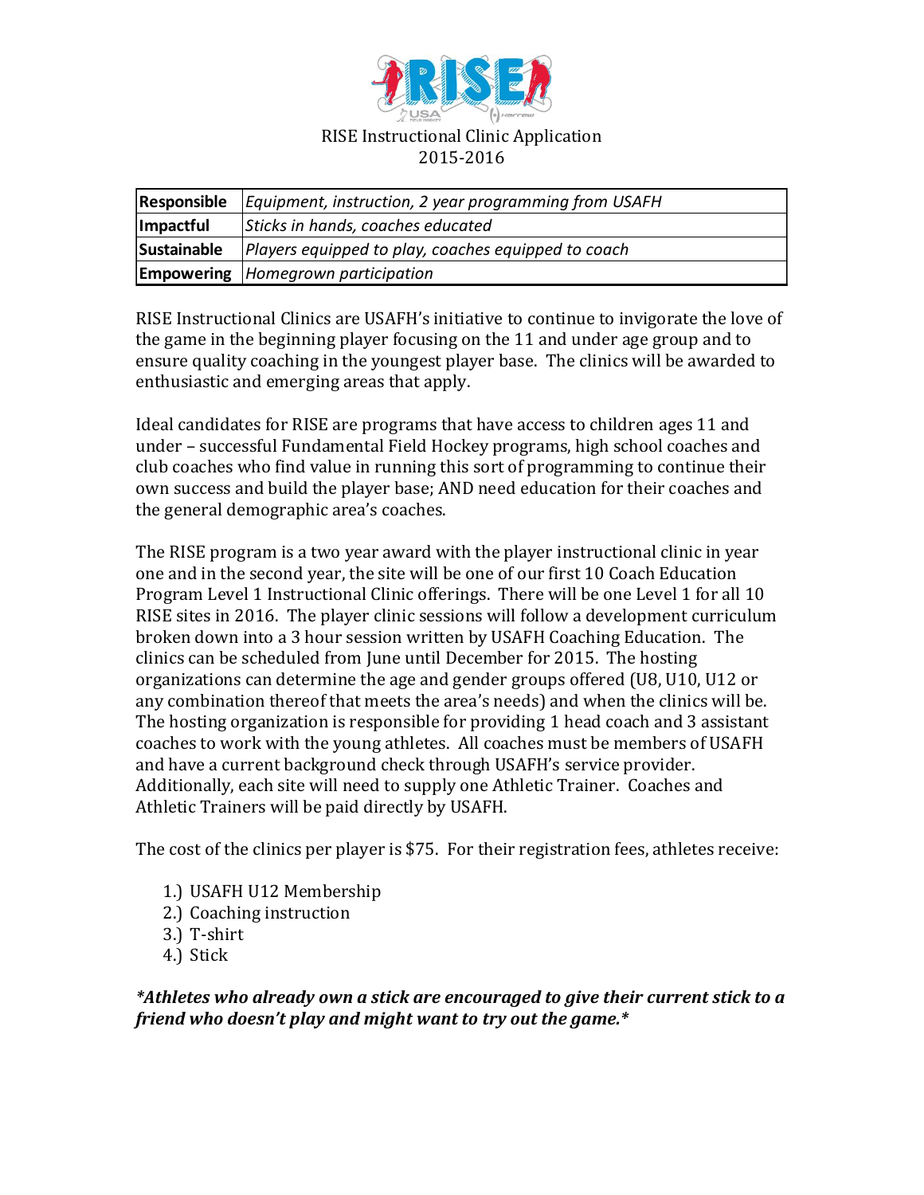# RISE Instructional Clinic Application 2015-2016

| **Responsible** | *Equipment, instruction, 2 year programming from USAFH* |
|---|---|
| **Impactful** | *Sticks in hands, coaches educated* |
| **Sustainable** | *Players equipped to play, coaches equipped to coach* |
| **Empowering** | *Homegrown participation* |

RISE Instructional Clinics are USAFH's initiative to continue to invigorate the love of the game in the beginning player focusing on the 11 and under age group and to ensure quality coaching in the youngest player base. The clinics will be awarded to enthusiastic and emerging areas that apply.

Ideal candidates for RISE are programs that have access to children ages 11 and under – successful Fundamental Field Hockey programs, high school coaches and club coaches who find value in running this sort of programming to continue their own success and build the player base; AND need education for their coaches and the general demographic area's coaches.

The RISE program is a two year award with the player instructional clinic in year one and in the second year, the site will be one of our first 10 Coach Education Program Level 1 Instructional Clinic offerings. There will be one Level 1 for all 10 RISE sites in 2016. The player clinic sessions will follow a development curriculum broken down into a 3 hour session written by USAFH Coaching Education. The clinics can be scheduled from June until December for 2015. The hosting organizations can determine the age and gender groups offered (U8, U10, U12 or any combination thereof that meets the area's needs) and when the clinics will be. The hosting organization is responsible for providing 1 head coach and 3 assistant coaches to work with the young athletes. All coaches must be members of USAFH and have a current background check through USAFH's service provider. Additionally, each site will need to supply one Athletic Trainer. Coaches and Athletic Trainers will be paid directly by USAFH.

The cost of the clinics per player is $75. For their registration fees, athletes receive:

1.) USAFH U12 Membership
2.) Coaching instruction
3.) T-shirt
4.) Stick

***Athletes who already own a stick are encouraged to give their current stick to a friend who doesn't play and might want to try out the game.***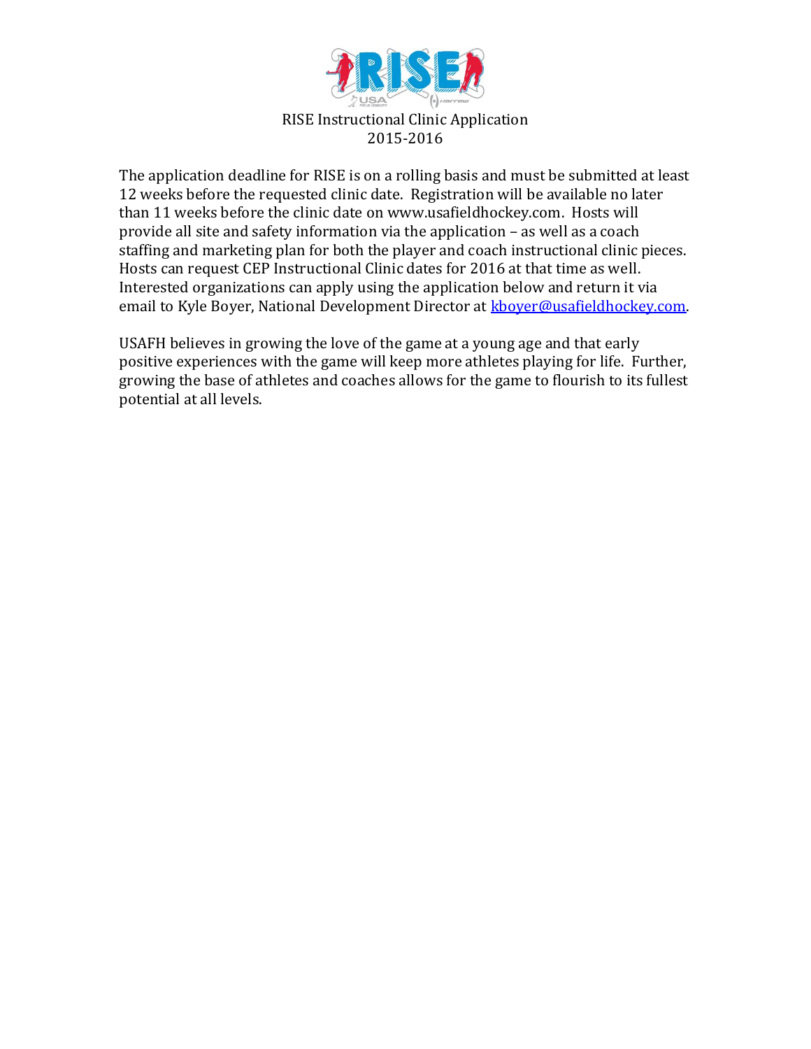# RISE Instructional Clinic Application
## 2015-2016

The application deadline for RISE is on a rolling basis and must be submitted at least 12 weeks before the requested clinic date. Registration will be available no later than 11 weeks before the clinic date on www.usafieldhockey.com. Hosts will provide all site and safety information via the application – as well as a coach staffing and marketing plan for both the player and coach instructional clinic pieces. Hosts can request CEP Instructional Clinic dates for 2016 at that time as well. Interested organizations can apply using the application below and return it via email to Kyle Boyer, National Development Director at kboyer@usafieldhockey.com.

USAFH believes in growing the love of the game at a young age and that early positive experiences with the game will keep more athletes playing for life. Further, growing the base of athletes and coaches allows for the game to flourish to its fullest potential at all levels.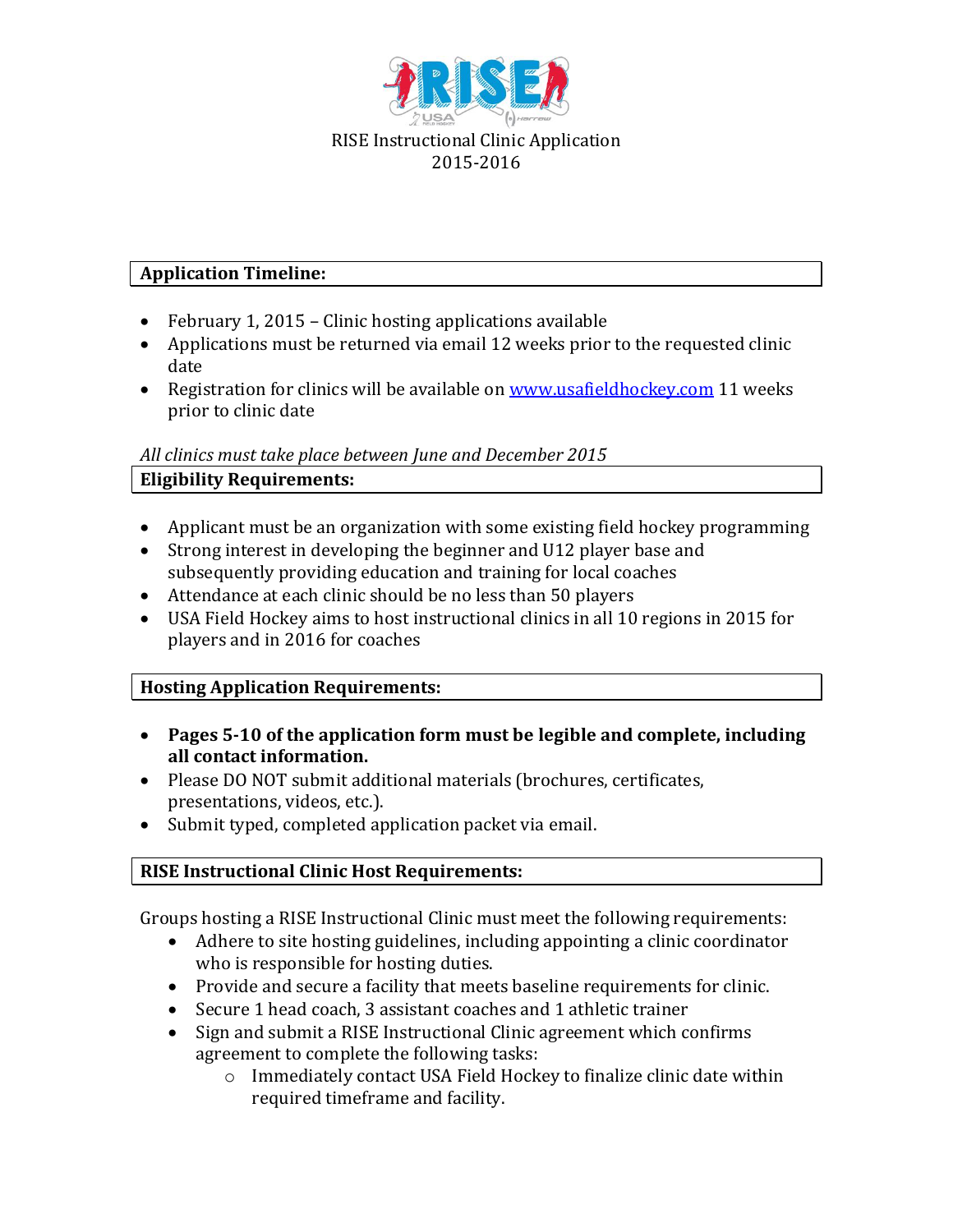RISE Instructional Clinic Application
2015-2016

## Application Timeline:

- February 1, 2015 – Clinic hosting applications available
- Applications must be returned via email 12 weeks prior to the requested clinic date
- Registration for clinics will be available on [www.usafieldhockey.com](http://www.usafieldhockey.com) 11 weeks prior to clinic date

*All clinics must take place between June and December 2015*

## Eligibility Requirements:

- Applicant must be an organization with some existing field hockey programming
- Strong interest in developing the beginner and U12 player base and subsequently providing education and training for local coaches
- Attendance at each clinic should be no less than 50 players
- USA Field Hockey aims to host instructional clinics in all 10 regions in 2015 for players and in 2016 for coaches

## Hosting Application Requirements:

- **Pages 5-10 of the application form must be legible and complete, including all contact information.**
- Please DO NOT submit additional materials (brochures, certificates, presentations, videos, etc.).
- Submit typed, completed application packet via email.

## RISE Instructional Clinic Host Requirements:

Groups hosting a RISE Instructional Clinic must meet the following requirements:

- Adhere to site hosting guidelines, including appointing a clinic coordinator who is responsible for hosting duties.
- Provide and secure a facility that meets baseline requirements for clinic.
- Secure 1 head coach, 3 assistant coaches and 1 athletic trainer
- Sign and submit a RISE Instructional Clinic agreement which confirms agreement to complete the following tasks:
  - Immediately contact USA Field Hockey to finalize clinic date within required timeframe and facility.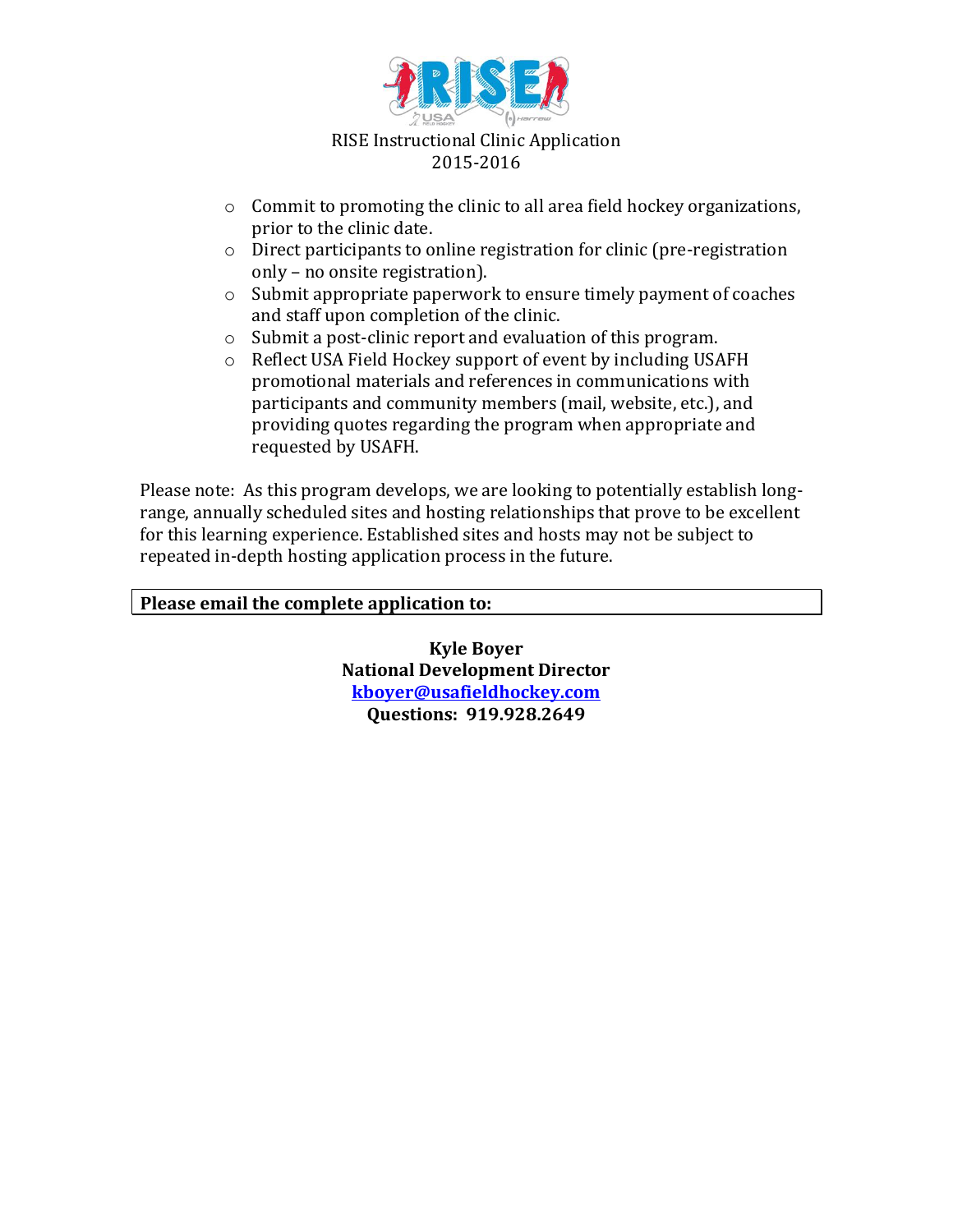RISE Instructional Clinic Application
2015-2016

- Commit to promoting the clinic to all area field hockey organizations, prior to the clinic date.
- Direct participants to online registration for clinic (pre-registration only – no onsite registration).
- Submit appropriate paperwork to ensure timely payment of coaches and staff upon completion of the clinic.
- Submit a post-clinic report and evaluation of this program.
- Reflect USA Field Hockey support of event by including USAFH promotional materials and references in communications with participants and community members (mail, website, etc.), and providing quotes regarding the program when appropriate and requested by USAFH.

Please note: As this program develops, we are looking to potentially establish long-range, annually scheduled sites and hosting relationships that prove to be excellent for this learning experience. Established sites and hosts may not be subject to repeated in-depth hosting application process in the future.

**Please email the complete application to:**

**Kyle Boyer**
**National Development Director**
**kboyer@usafieldhockey.com**
**Questions: 919.928.2649**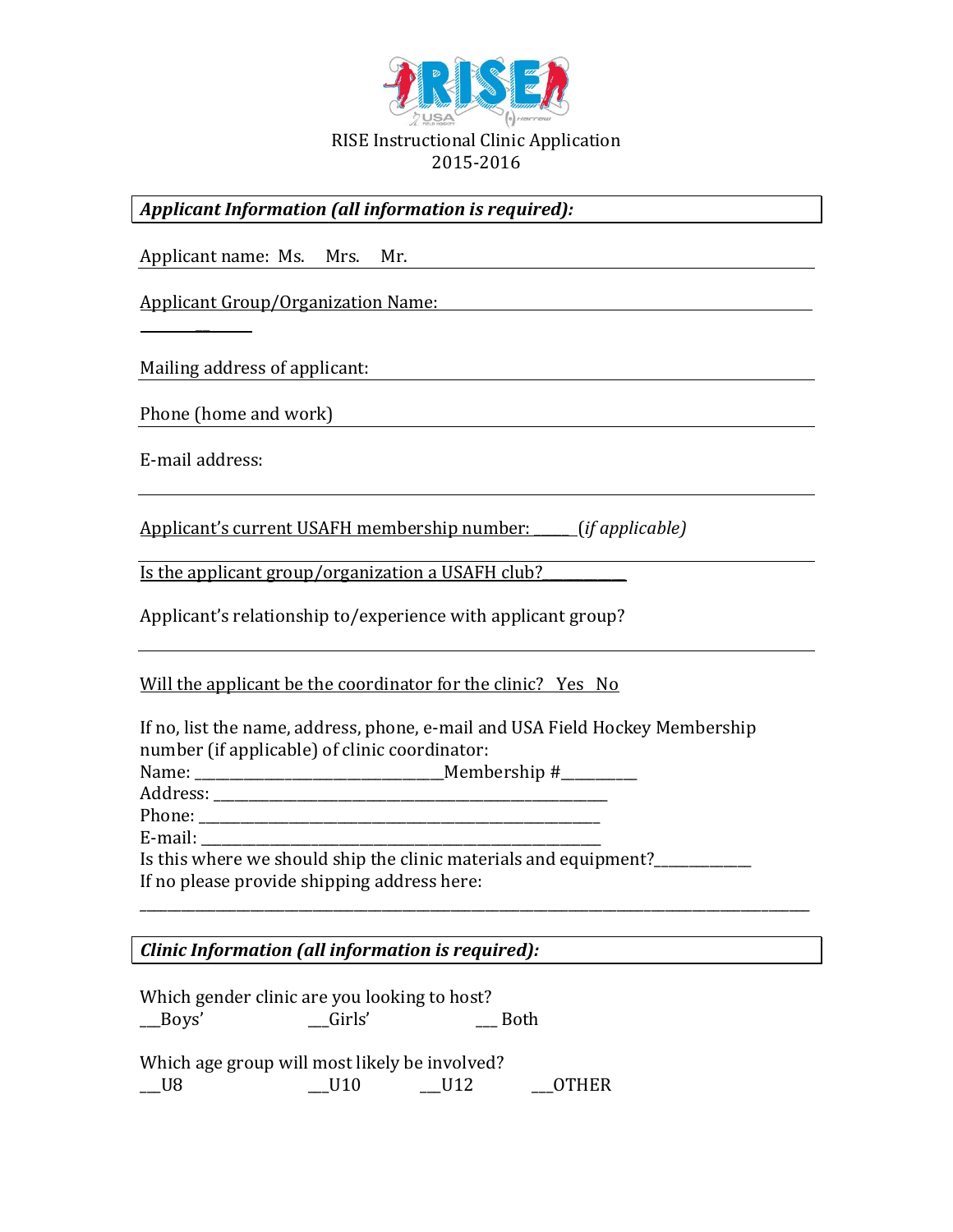RISE Instructional Clinic Application
2015-2016

***Applicant Information (all information is required):***

Applicant name: Ms. Mrs. Mr.

Applicant Group/Organization Name: ______________________________

Mailing address of applicant: ______________________________

Phone (home and work) ______________________________

E-mail address: ______________________________

Applicant's current USAFH membership number: _____ *(if applicable)*

Is the applicant group/organization a USAFH club?___________

Applicant's relationship to/experience with applicant group? ______________________________

Will the applicant be the coordinator for the clinic? Yes No

If no, list the name, address, phone, e-mail and USA Field Hockey Membership number (if applicable) of clinic coordinator:
Name: ________________________________Membership #_________
Address: ______________________________________________________
Phone: _______________________________________________________
E-mail: _______________________________________________________
Is this where we should ship the clinic materials and equipment?_____________
If no please provide shipping address here:
_____________________________________________________________________________________________

***Clinic Information (all information is required):***

Which gender clinic are you looking to host?
__Boys' __Girls' ___ Both

Which age group will most likely be involved?
__U8 __U10 __U12 __OTHER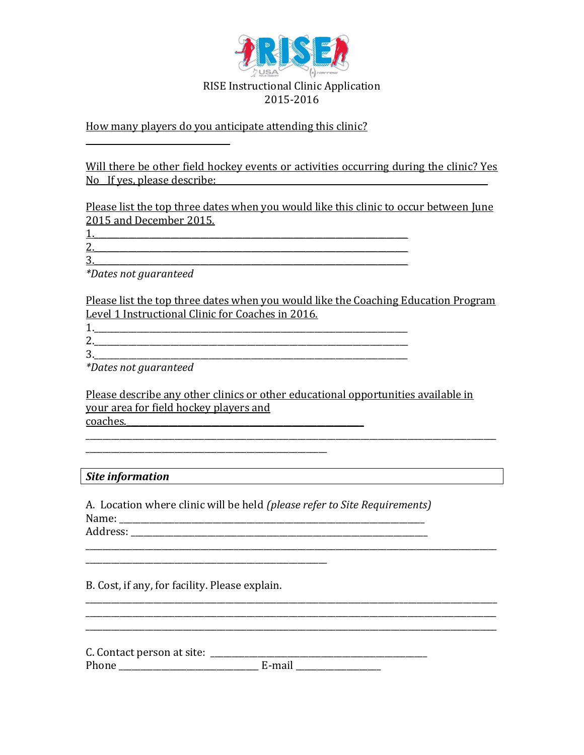RISE Instructional Clinic Application
2015-2016

How many players do you anticipate attending this clinic?

______________________________

Will there be other field hockey events or activities occurring during the clinic? Yes No If yes, please describe: ____________________________________________

Please list the top three dates when you would like this clinic to occur between June 2015 and December 2015.

1.____________________________________________________________________
2.____________________________________________________________________
3.____________________________________________________________________

*Dates not guaranteed*

Please list the top three dates when you would like the Coaching Education Program Level 1 Instructional Clinic for Coaches in 2016.

1.____________________________________________________________________
2.____________________________________________________________________
3.____________________________________________________________________

*Dates not guaranteed*

Please describe any other clinics or other educational opportunities available in your area for field hockey players and coaches.________________________________________________
________________________________________________________________________________
__________________________________________________

| ***Site information*** |
|---|

A. Location where clinic will be held *(please refer to Site Requirements)*
Name: _______________________________________________________________
Address: _____________________________________________________________
________________________________________________________________________________
__________________________________________________

B. Cost, if any, for facility. Please explain.
________________________________________________________________________________
________________________________________________________________________________
________________________________________________________________________________

C. Contact person at site: ______________________________________________
Phone _____________________________ E-mail __________________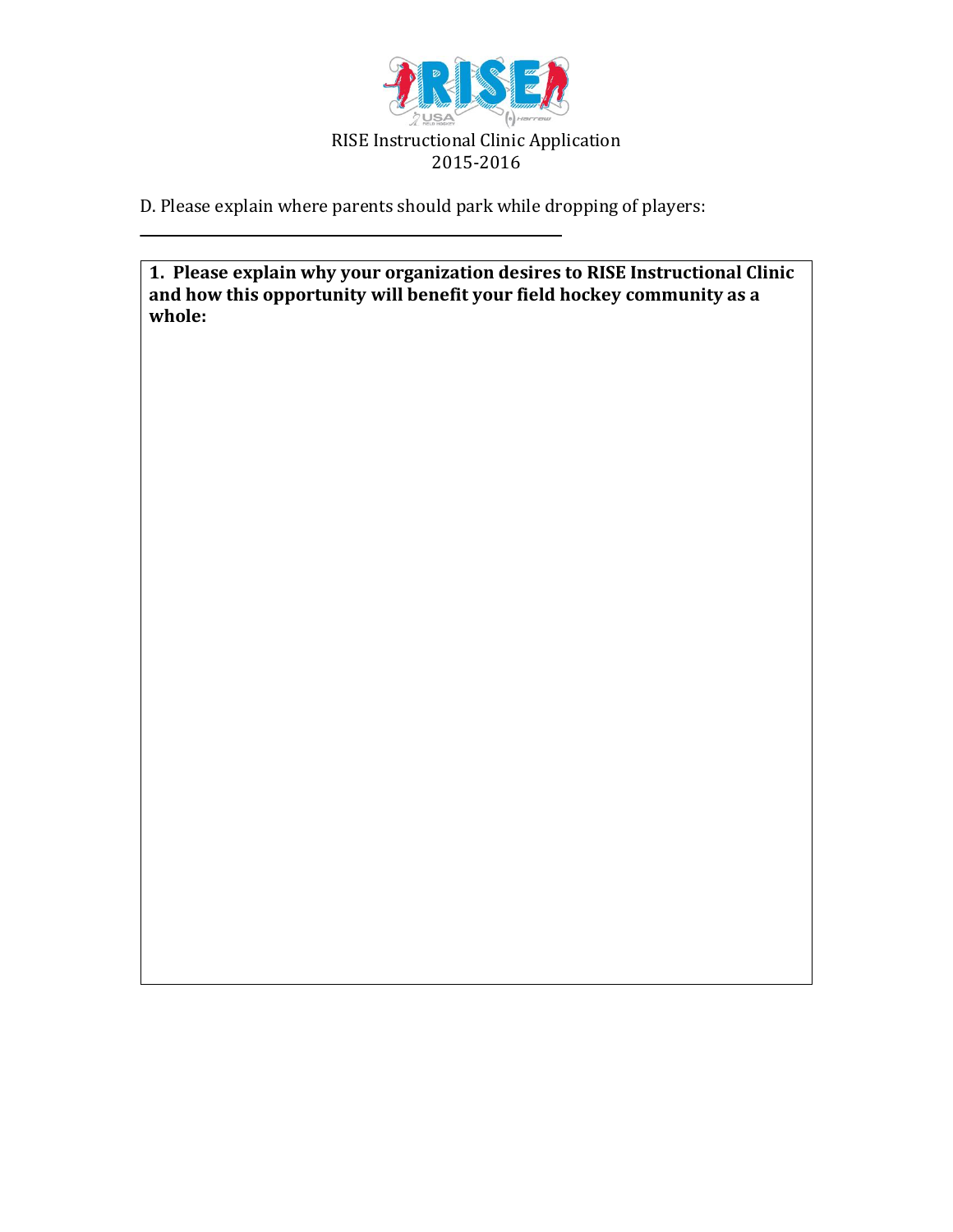RISE Instructional Clinic Application
2015-2016

D. Please explain where parents should park while dropping of players:

\_\_\_\_\_\_\_\_\_\_\_\_\_\_\_\_\_\_\_\_\_\_\_\_\_\_\_\_\_\_\_\_\_\_\_\_\_\_\_\_\_\_\_\_\_\_\_\_

**1. Please explain why your organization desires to RISE Instructional Clinic and how this opportunity will benefit your field hockey community as a whole:**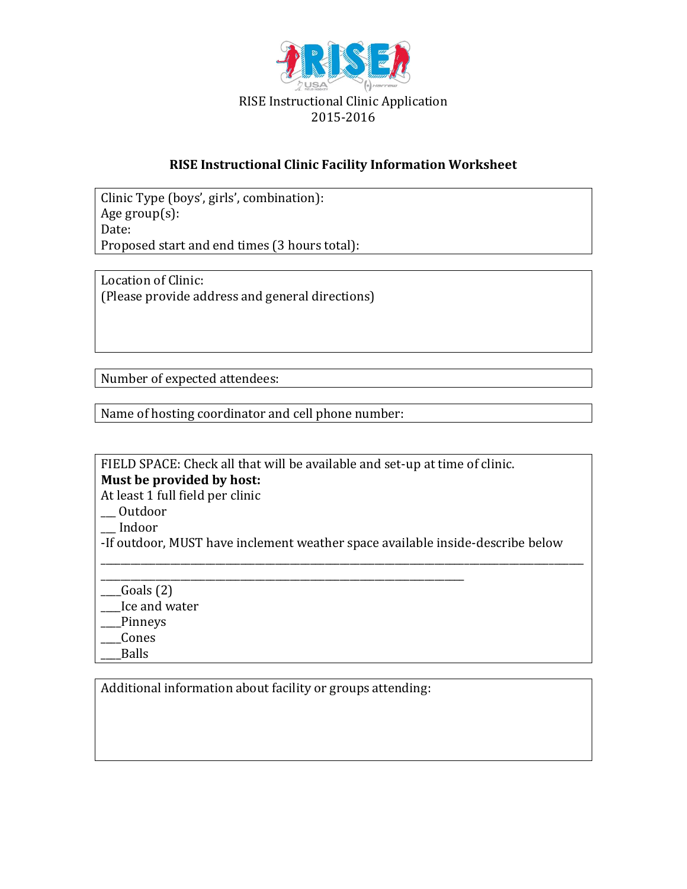RISE Instructional Clinic Application
2015-2016

## RISE Instructional Clinic Facility Information Worksheet

Clinic Type (boys', girls', combination):
Age group(s):
Date:
Proposed start and end times (3 hours total):

Location of Clinic:
(Please provide address and general directions)

Number of expected attendees:

Name of hosting coordinator and cell phone number:

FIELD SPACE: Check all that will be available and set-up at time of clinic.
**Must be provided by host:**
At least 1 full field per clinic
___ Outdoor
___ Indoor
-If outdoor, MUST have inclement weather space available inside-describe below
______________________________________________________________________________
_____________________________________________________________
___Goals (2)
___Ice and water
___Pinneys
___Cones
___Balls

Additional information about facility or groups attending: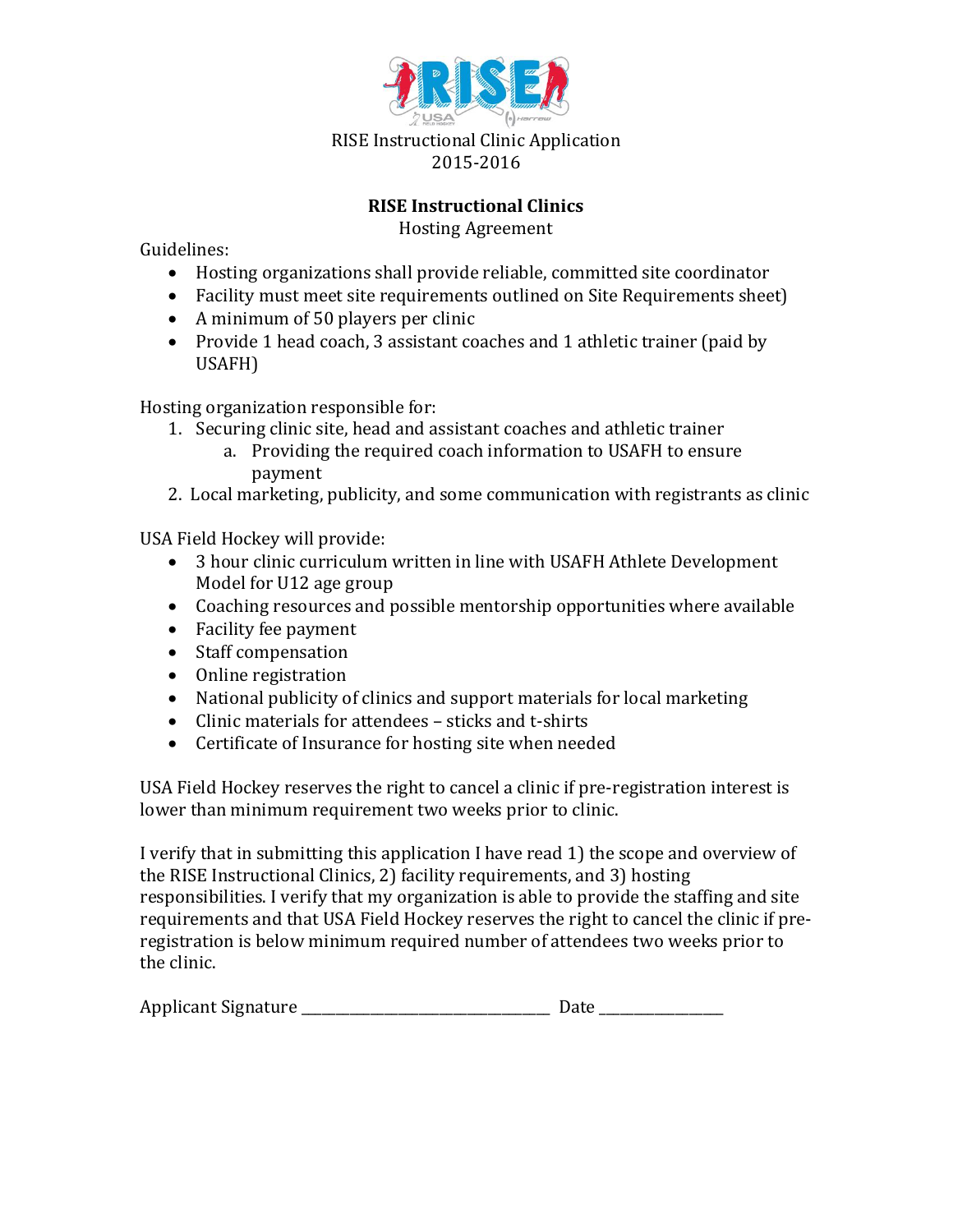RISE Instructional Clinic Application
2015-2016

**RISE Instructional Clinics**
Hosting Agreement

Guidelines:

- Hosting organizations shall provide reliable, committed site coordinator
- Facility must meet site requirements outlined on Site Requirements sheet)
- A minimum of 50 players per clinic
- Provide 1 head coach, 3 assistant coaches and 1 athletic trainer (paid by USAFH)

Hosting organization responsible for:

1. Securing clinic site, head and assistant coaches and athletic trainer
   a. Providing the required coach information to USAFH to ensure payment
2. Local marketing, publicity, and some communication with registrants as clinic

USA Field Hockey will provide:

- 3 hour clinic curriculum written in line with USAFH Athlete Development Model for U12 age group
- Coaching resources and possible mentorship opportunities where available
- Facility fee payment
- Staff compensation
- Online registration
- National publicity of clinics and support materials for local marketing
- Clinic materials for attendees – sticks and t-shirts
- Certificate of Insurance for hosting site when needed

USA Field Hockey reserves the right to cancel a clinic if pre-registration interest is lower than minimum requirement two weeks prior to clinic.

I verify that in submitting this application I have read 1) the scope and overview of the RISE Instructional Clinics, 2) facility requirements, and 3) hosting responsibilities. I verify that my organization is able to provide the staffing and site requirements and that USA Field Hockey reserves the right to cancel the clinic if pre-registration is below minimum required number of attendees two weeks prior to the clinic.

Applicant Signature ________________________________ Date ________________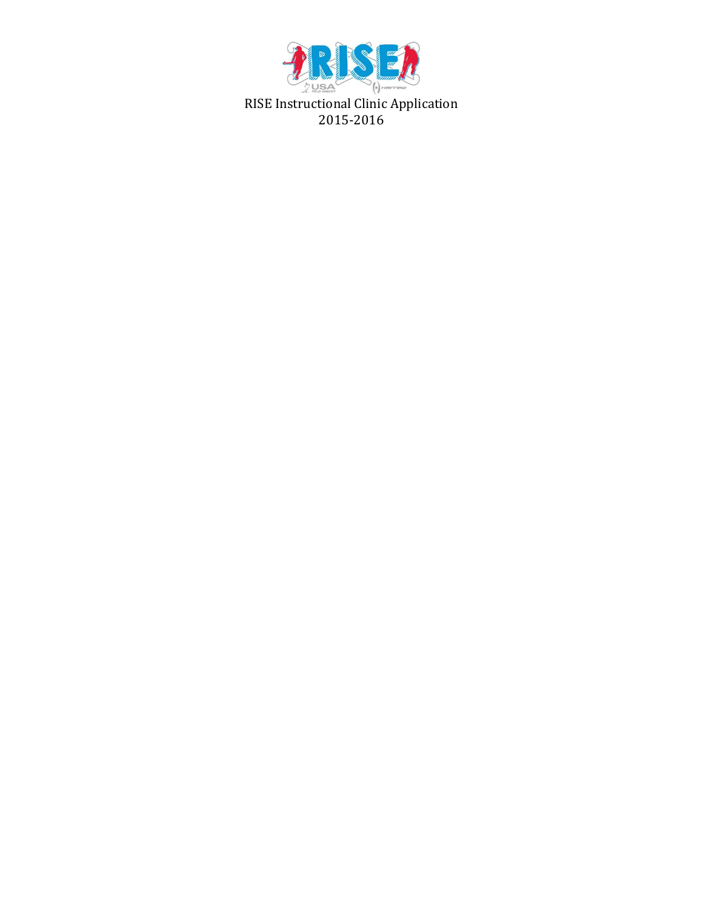RISE Instructional Clinic Application
2015-2016